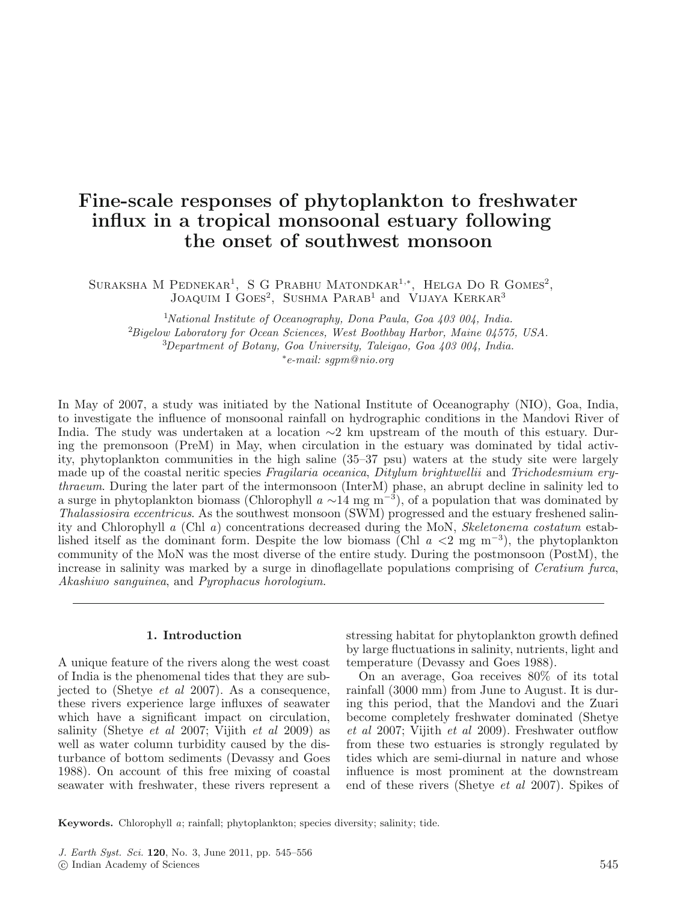# Fine-scale responses of phytoplankton to freshwater influx in a tropical monsoonal estuary following the onset of southwest monsoon

Suraksha M Pednekar[1], S G Prabhu Matondkar[1,*], Helga Do R Gomes[2], Joaquim I Goes[2], Sushma Parab[1] and Vijaya Kerkar[3]

[1]*National Institute of Oceanography, Dona Paula, Goa 403 004, India.*
[2]*Bigelow Laboratory for Ocean Sciences, West Boothbay Harbor, Maine 04575, USA.*
[3]*Department of Botany, Goa University, Taleigao, Goa 403 004, India.*
[*]*e-mail: sgpm@nio.org*

In May of 2007, a study was initiated by the National Institute of Oceanography (NIO), Goa, India, to investigate the influence of monsoonal rainfall on hydrographic conditions in the Mandovi River of India. The study was undertaken at a location ∼2 km upstream of the mouth of this estuary. During the premonsoon (PreM) in May, when circulation in the estuary was dominated by tidal activity, phytoplankton communities in the high saline (35–37 psu) waters at the study site were largely made up of the coastal neritic species *Fragilaria oceanica*, *Ditylum brightwellii* and *Trichodesmium erythraeum*. During the later part of the intermonsoon (InterM) phase, an abrupt decline in salinity led to a surge in phytoplankton biomass (Chlorophyll *a* $\sim$14 mg m$^{-3}$), of a population that was dominated by *Thalassiosira eccentricus*. As the southwest monsoon (SWM) progressed and the estuary freshened salinity and Chlorophyll *a* (Chl *a*) concentrations decreased during the MoN, *Skeletonema costatum* established itself as the dominant form. Despite the low biomass (Chl *a* $<$2 mg m$^{-3}$), the phytoplankton community of the MoN was the most diverse of the entire study. During the postmonsoon (PostM), the increase in salinity was marked by a surge in dinoflagellate populations comprising of *Ceratium furca*, *Akashiwo sanguinea*, and *Pyrophacus horologium*.

## 1. Introduction

A unique feature of the rivers along the west coast of India is the phenomenal tides that they are subjected to (Shetye *et al* 2007). As a consequence, these rivers experience large influxes of seawater which have a significant impact on circulation, salinity (Shetye *et al* 2007; Vijith *et al* 2009) as well as water column turbidity caused by the disturbance of bottom sediments (Devassy and Goes 1988). On account of this free mixing of coastal seawater with freshwater, these rivers represent a stressing habitat for phytoplankton growth defined by large fluctuations in salinity, nutrients, light and temperature (Devassy and Goes 1988).

On an average, Goa receives 80% of its total rainfall (3000 mm) from June to August. It is during this period, that the Mandovi and the Zuari become completely freshwater dominated (Shetye *et al* 2007; Vijith *et al* 2009). Freshwater outflow from these two estuaries is strongly regulated by tides which are semi-diurnal in nature and whose influence is most prominent at the downstream end of these rivers (Shetye *et al* 2007). Spikes of

**Keywords.** Chlorophyll *a*; rainfall; phytoplankton; species diversity; salinity; tide.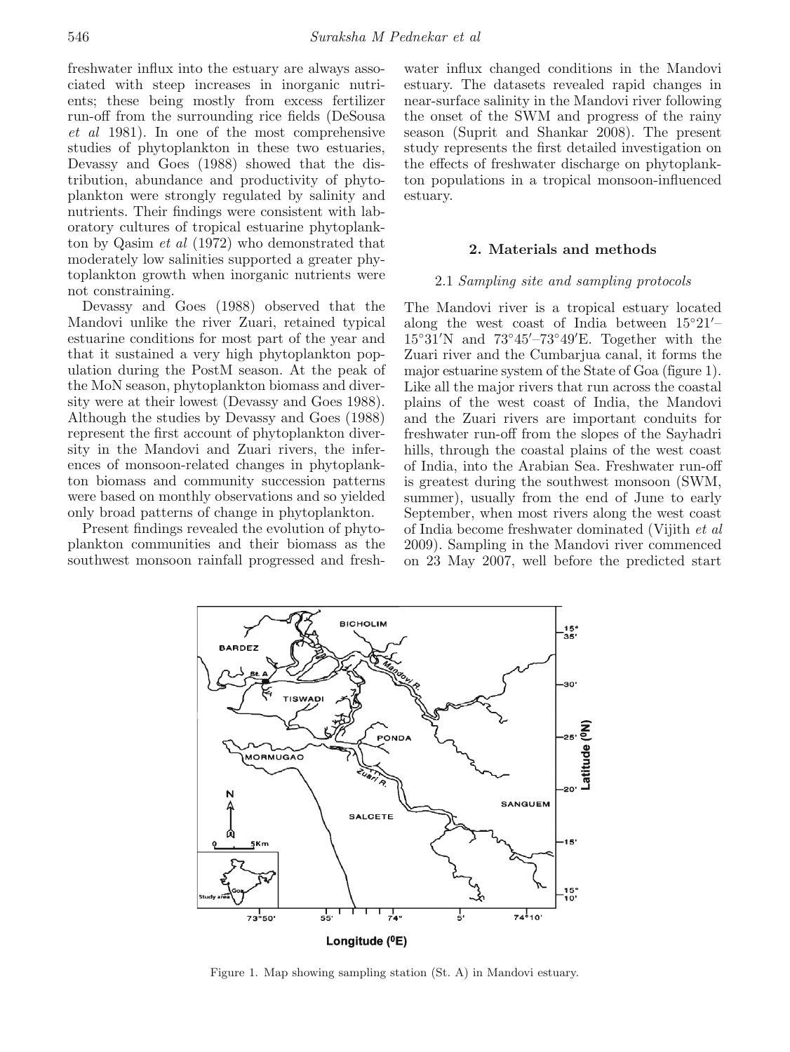freshwater influx into the estuary are always associated with steep increases in inorganic nutrients; these being mostly from excess fertilizer run-off from the surrounding rice fields (DeSousa *et al* 1981). In one of the most comprehensive studies of phytoplankton in these two estuaries, Devassy and Goes (1988) showed that the distribution, abundance and productivity of phytoplankton were strongly regulated by salinity and nutrients. Their findings were consistent with laboratory cultures of tropical estuarine phytoplankton by Qasim *et al* (1972) who demonstrated that moderately low salinities supported a greater phytoplankton growth when inorganic nutrients were not constraining.

Devassy and Goes (1988) observed that the Mandovi unlike the river Zuari, retained typical estuarine conditions for most part of the year and that it sustained a very high phytoplankton population during the PostM season. At the peak of the MoN season, phytoplankton biomass and diversity were at their lowest (Devassy and Goes 1988). Although the studies by Devassy and Goes (1988) represent the first account of phytoplankton diversity in the Mandovi and Zuari rivers, the inferences of monsoon-related changes in phytoplankton biomass and community succession patterns were based on monthly observations and so yielded only broad patterns of change in phytoplankton.

Present findings revealed the evolution of phytoplankton communities and their biomass as the southwest monsoon rainfall progressed and freshwater influx changed conditions in the Mandovi estuary. The datasets revealed rapid changes in near-surface salinity in the Mandovi river following the onset of the SWM and progress of the rainy season (Suprit and Shankar 2008). The present study represents the first detailed investigation on the effects of freshwater discharge on phytoplankton populations in a tropical monsoon-influenced estuary.

## 2. Materials and methods

### 2.1 *Sampling site and sampling protocols*

The Mandovi river is a tropical estuary located along the west coast of India between 15°21′–15°31′N and 73°45′–73°49′E. Together with the Zuari river and the Cumbarjua canal, it forms the major estuarine system of the State of Goa (figure 1). Like all the major rivers that run across the coastal plains of the west coast of India, the Mandovi and the Zuari rivers are important conduits for freshwater run-off from the slopes of the Sayhadri hills, through the coastal plains of the west coast of India, into the Arabian Sea. Freshwater run-off is greatest during the southwest monsoon (SWM, summer), usually from the end of June to early September, when most rivers along the west coast of India become freshwater dominated (Vijith *et al* 2009). Sampling in the Mandovi river commenced on 23 May 2007, well before the predicted start

Figure 1. Map showing sampling station (St. A) in Mandovi estuary.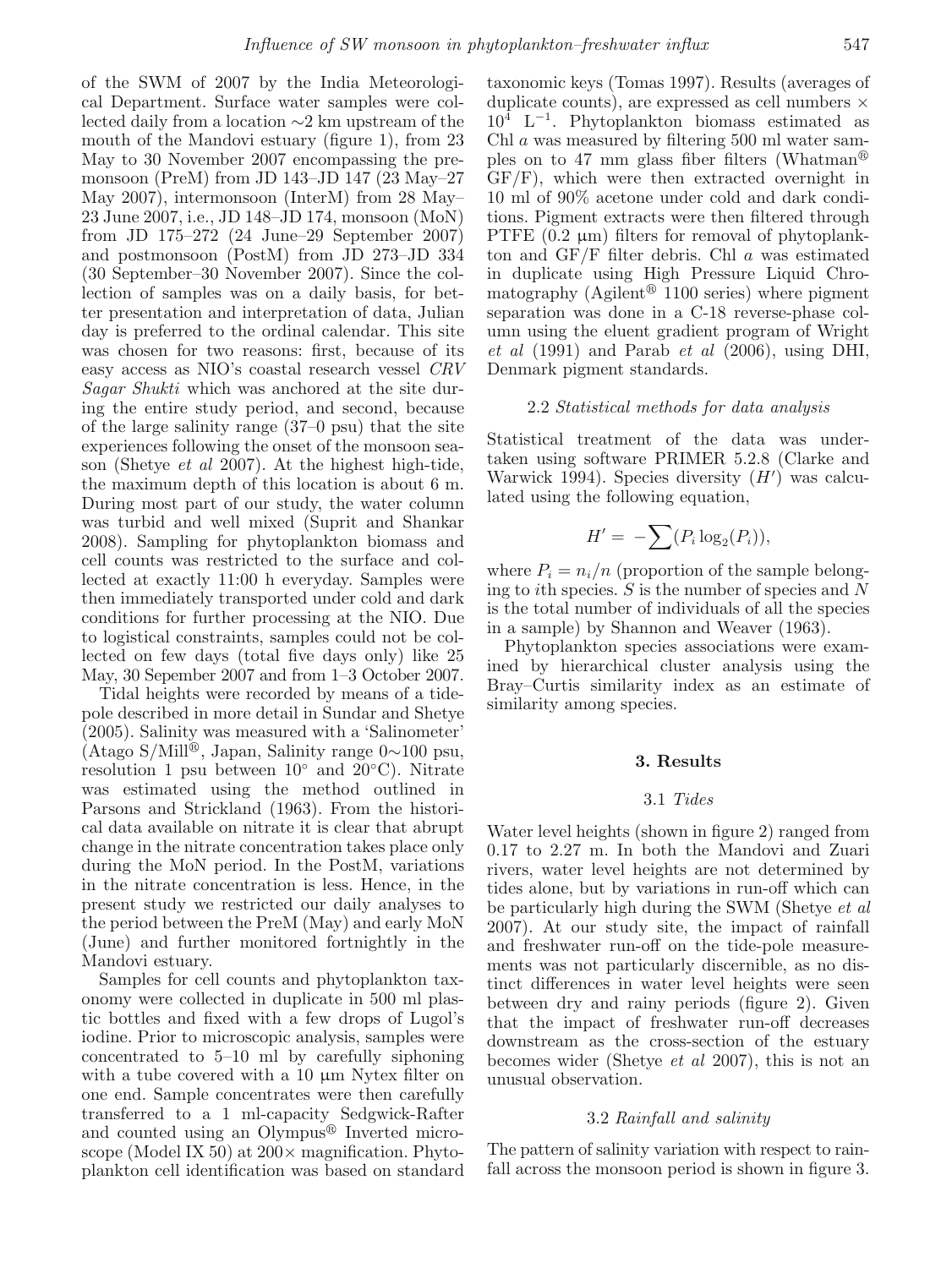of the SWM of 2007 by the India Meteorological Department. Surface water samples were collected daily from a location ∼2 km upstream of the mouth of the Mandovi estuary (figure 1), from 23 May to 30 November 2007 encompassing the premonsoon (PreM) from JD 143–JD 147 (23 May–27 May 2007), intermonsoon (InterM) from 28 May–23 June 2007, i.e., JD 148–JD 174, monsoon (MoN) from JD 175–272 (24 June–29 September 2007) and postmonsoon (PostM) from JD 273–JD 334 (30 September–30 November 2007). Since the collection of samples was on a daily basis, for better presentation and interpretation of data, Julian day is preferred to the ordinal calendar. This site was chosen for two reasons: first, because of its easy access as NIO's coastal research vessel *CRV Sagar Shukti* which was anchored at the site during the entire study period, and second, because of the large salinity range (37–0 psu) that the site experiences following the onset of the monsoon season (Shetye *et al* 2007). At the highest high-tide, the maximum depth of this location is about 6 m. During most part of our study, the water column was turbid and well mixed (Suprit and Shankar 2008). Sampling for phytoplankton biomass and cell counts was restricted to the surface and collected at exactly 11:00 h everyday. Samples were then immediately transported under cold and dark conditions for further processing at the NIO. Due to logistical constraints, samples could not be collected on few days (total five days only) like 25 May, 30 Sepember 2007 and from 1–3 October 2007.

Tidal heights were recorded by means of a tide-pole described in more detail in Sundar and Shetye (2005). Salinity was measured with a 'Salinometer' (Atago S/Mill®, Japan, Salinity range 0∼100 psu, resolution 1 psu between 10° and 20°C). Nitrate was estimated using the method outlined in Parsons and Strickland (1963). From the historical data available on nitrate it is clear that abrupt change in the nitrate concentration takes place only during the MoN period. In the PostM, variations in the nitrate concentration is less. Hence, in the present study we restricted our daily analyses to the period between the PreM (May) and early MoN (June) and further monitored fortnightly in the Mandovi estuary.

Samples for cell counts and phytoplankton taxonomy were collected in duplicate in 500 ml plastic bottles and fixed with a few drops of Lugol's iodine. Prior to microscopic analysis, samples were concentrated to 5–10 ml by carefully siphoning with a tube covered with a 10 μm Nytex filter on one end. Sample concentrates were then carefully transferred to a 1 ml-capacity Sedgwick-Rafter and counted using an Olympus® Inverted microscope (Model IX 50) at 200× magnification. Phytoplankton cell identification was based on standard taxonomic keys (Tomas 1997). Results (averages of duplicate counts), are expressed as cell numbers × $10^4$ $L^{-1}$. Phytoplankton biomass estimated as Chl *a* was measured by filtering 500 ml water samples on to 47 mm glass fiber filters (Whatman® GF/F), which were then extracted overnight in 10 ml of 90% acetone under cold and dark conditions. Pigment extracts were then filtered through PTFE (0.2 μm) filters for removal of phytoplankton and GF/F filter debris. Chl *a* was estimated in duplicate using High Pressure Liquid Chromatography (Agilent® 1100 series) where pigment separation was done in a C-18 reverse-phase column using the eluent gradient program of Wright *et al* (1991) and Parab *et al* (2006), using DHI, Denmark pigment standards.

### 2.2 *Statistical methods for data analysis*

Statistical treatment of the data was undertaken using software PRIMER 5.2.8 (Clarke and Warwick 1994). Species diversity ($H'$) was calculated using the following equation,

$$H' = -\sum(P_i \log_2(P_i)),$$

where $P_i = n_i/n$ (proportion of the sample belonging to $i$th species. $S$ is the number of species and $N$ is the total number of individuals of all the species in a sample) by Shannon and Weaver (1963).

Phytoplankton species associations were examined by hierarchical cluster analysis using the Bray–Curtis similarity index as an estimate of similarity among species.

## 3. Results

### 3.1 *Tides*

Water level heights (shown in figure 2) ranged from 0.17 to 2.27 m. In both the Mandovi and Zuari rivers, water level heights are not determined by tides alone, but by variations in run-off which can be particularly high during the SWM (Shetye *et al* 2007). At our study site, the impact of rainfall and freshwater run-off on the tide-pole measurements was not particularly discernible, as no distinct differences in water level heights were seen between dry and rainy periods (figure 2). Given that the impact of freshwater run-off decreases downstream as the cross-section of the estuary becomes wider (Shetye *et al* 2007), this is not an unusual observation.

### 3.2 *Rainfall and salinity*

The pattern of salinity variation with respect to rainfall across the monsoon period is shown in figure 3.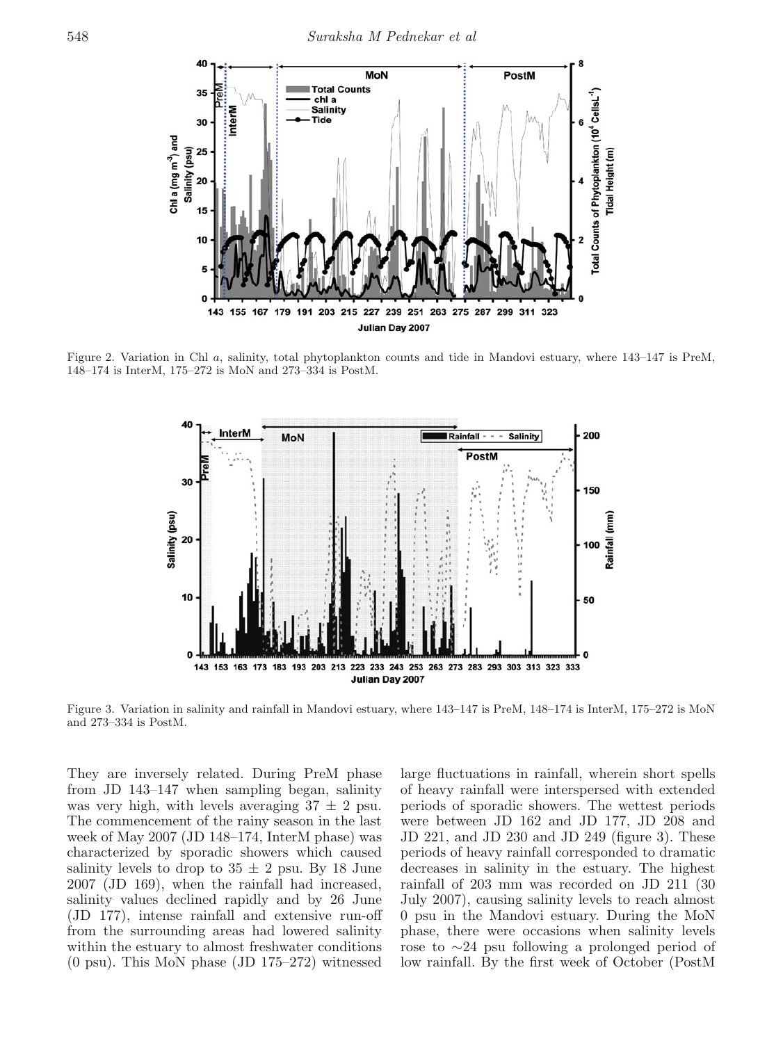Figure 2. Variation in Chl *a*, salinity, total phytoplankton counts and tide in Mandovi estuary, where 143–147 is PreM, 148–174 is InterM, 175–272 is MoN and 273–334 is PostM.

Figure 3. Variation in salinity and rainfall in Mandovi estuary, where 143–147 is PreM, 148–174 is InterM, 175–272 is MoN and 273–334 is PostM.

They are inversely related. During PreM phase from JD 143–147 when sampling began, salinity was very high, with levels averaging 37 ± 2 psu. The commencement of the rainy season in the last week of May 2007 (JD 148–174, InterM phase) was characterized by sporadic showers which caused salinity levels to drop to 35 ± 2 psu. By 18 June 2007 (JD 169), when the rainfall had increased, salinity values declined rapidly and by 26 June (JD 177), intense rainfall and extensive run-off from the surrounding areas had lowered salinity within the estuary to almost freshwater conditions (0 psu). This MoN phase (JD 175–272) witnessed large fluctuations in rainfall, wherein short spells of heavy rainfall were interspersed with extended periods of sporadic showers. The wettest periods were between JD 162 and JD 177, JD 208 and JD 221, and JD 230 and JD 249 (figure 3). These periods of heavy rainfall corresponded to dramatic decreases in salinity in the estuary. The highest rainfall of 203 mm was recorded on JD 211 (30 July 2007), causing salinity levels to reach almost 0 psu in the Mandovi estuary. During the MoN phase, there were occasions when salinity levels rose to ∼24 psu following a prolonged period of low rainfall. By the first week of October (PostM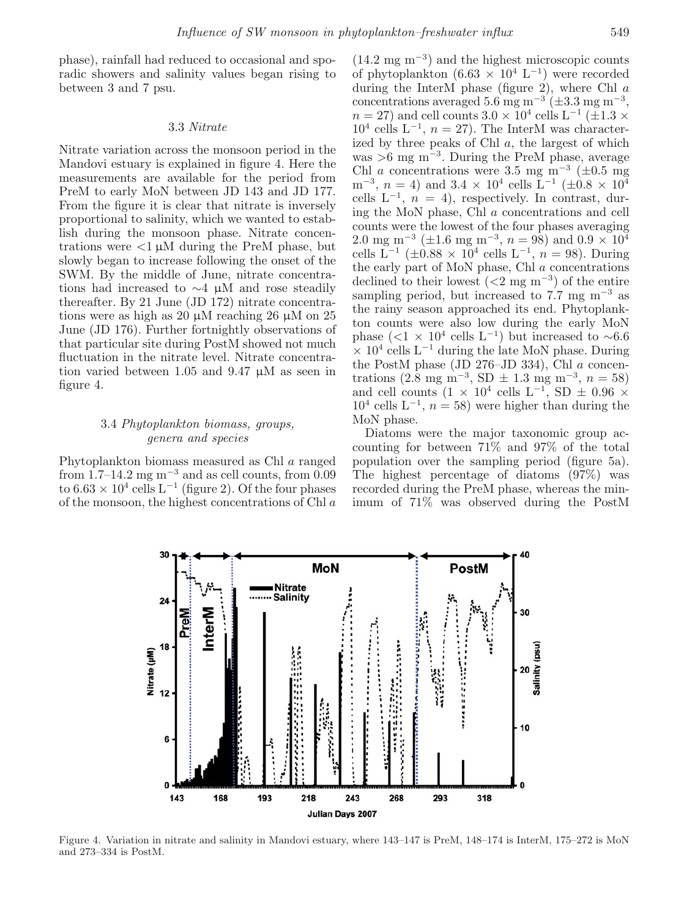phase), rainfall had reduced to occasional and sporadic showers and salinity values began rising to between 3 and 7 psu.

### 3.3 *Nitrate*

Nitrate variation across the monsoon period in the Mandovi estuary is explained in figure 4. Here the measurements are available for the period from PreM to early MoN between JD 143 and JD 177. From the figure it is clear that nitrate is inversely proportional to salinity, which we wanted to establish during the monsoon phase. Nitrate concentrations were <1 μM during the PreM phase, but slowly began to increase following the onset of the SWM. By the middle of June, nitrate concentrations had increased to ∼4 μM and rose steadily thereafter. By 21 June (JD 172) nitrate concentrations were as high as 20 μM reaching 26 μM on 25 June (JD 176). Further fortnightly observations of that particular site during PostM showed not much fluctuation in the nitrate level. Nitrate concentration varied between 1.05 and 9.47 μM as seen in figure 4.

### 3.4 *Phytoplankton biomass, groups, genera and species*

Phytoplankton biomass measured as Chl *a* ranged from 1.7–14.2 mg m$^{-3}$ and as cell counts, from 0.09 to $6.63 \times 10^4$ cells L$^{-1}$ (figure 2). Of the four phases of the monsoon, the highest concentrations of Chl *a* (14.2 mg m$^{-3}$) and the highest microscopic counts of phytoplankton ($6.63 \times 10^4$ L$^{-1}$) were recorded during the InterM phase (figure 2), where Chl *a* concentrations averaged 5.6 mg m$^{-3}$ (±3.3 mg m$^{-3}$, $n = 27$) and cell counts $3.0 \times 10^4$ cells L$^{-1}$ (±$1.3 \times 10^4$ cells L$^{-1}$, $n = 27$). The InterM was characterized by three peaks of Chl *a*, the largest of which was >6 mg m$^{-3}$. During the PreM phase, average Chl *a* concentrations were 3.5 mg m$^{-3}$ (±0.5 mg m$^{-3}$, $n = 4$) and $3.4 \times 10^4$ cells L$^{-1}$ (±$0.8 \times 10^4$ cells L$^{-1}$, $n = 4$), respectively. In contrast, during the MoN phase, Chl *a* concentrations and cell counts were the lowest of the four phases averaging 2.0 mg m$^{-3}$ (±1.6 mg m$^{-3}$, $n = 98$) and $0.9 \times 10^4$ cells L$^{-1}$ (±$0.88 \times 10^4$ cells L$^{-1}$, $n = 98$). During the early part of MoN phase, Chl *a* concentrations declined to their lowest (<2 mg m$^{-3}$) of the entire sampling period, but increased to 7.7 mg m$^{-3}$ as the rainy season approached its end. Phytoplankton counts were also low during the early MoN phase (<$1 \times 10^4$ cells L$^{-1}$) but increased to ∼$6.6 \times 10^4$ cells L$^{-1}$ during the late MoN phase. During the PostM phase (JD 276–JD 334), Chl *a* concentrations (2.8 mg m$^{-3}$, SD ± 1.3 mg m$^{-3}$, $n = 58$) and cell counts ($1 \times 10^4$ cells L$^{-1}$, SD ± $0.96 \times 10^4$ cells L$^{-1}$, $n = 58$) were higher than during the MoN phase.

Diatoms were the major taxonomic group accounting for between 71% and 97% of the total population over the sampling period (figure 5a). The highest percentage of diatoms (97%) was recorded during the PreM phase, whereas the minimum of 71% was observed during the PostM

Figure 4. Variation in nitrate and salinity in Mandovi estuary, where 143–147 is PreM, 148–174 is InterM, 175–272 is MoN and 273–334 is PostM.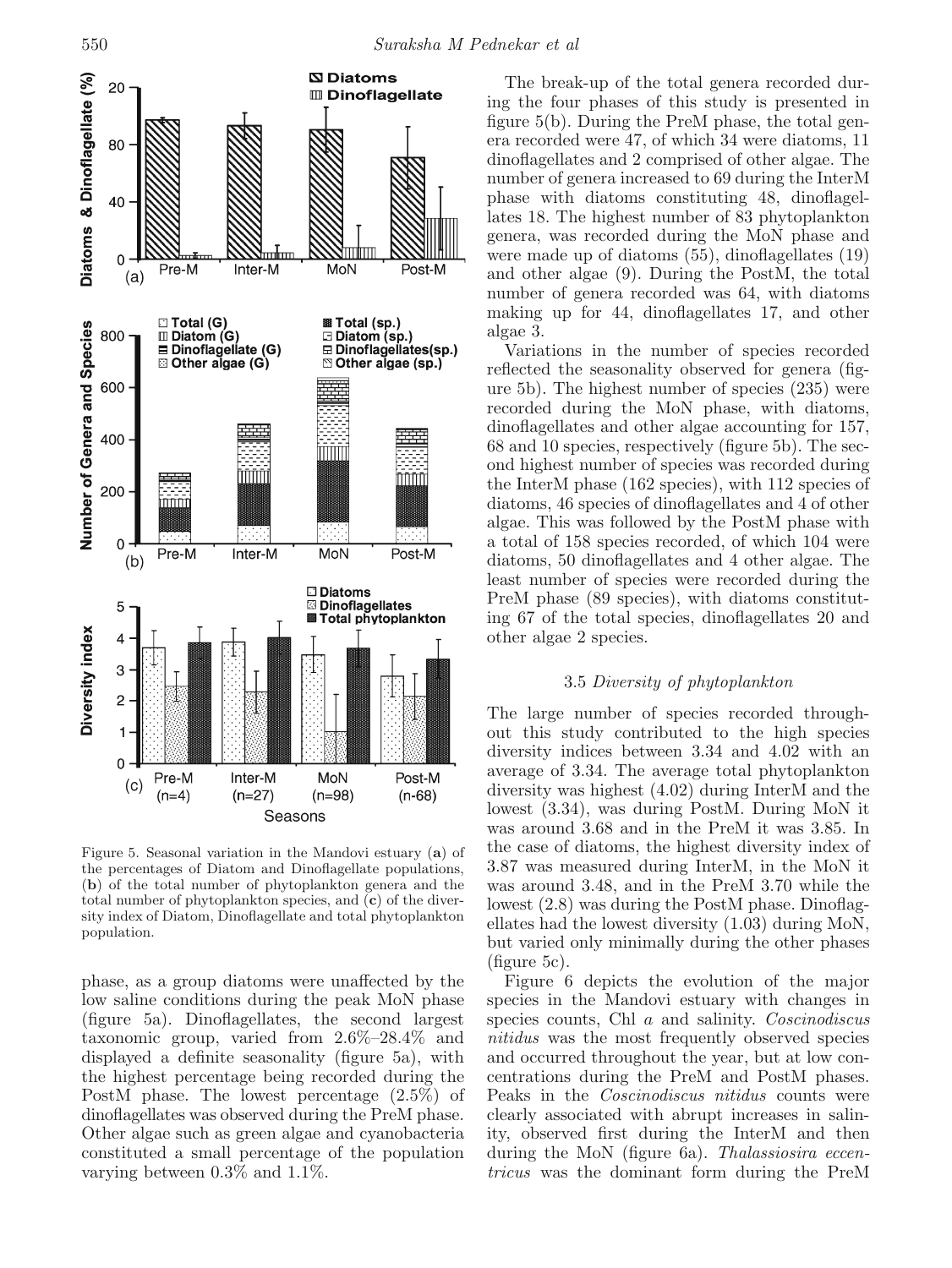Figure 5. Seasonal variation in the Mandovi estuary (**a**) of the percentages of Diatom and Dinoflagellate populations, (**b**) of the total number of phytoplankton genera and the total number of phytoplankton species, and (**c**) of the diversity index of Diatom, Dinoflagellate and total phytoplankton population.

phase, as a group diatoms were unaffected by the low saline conditions during the peak MoN phase (figure 5a). Dinoflagellates, the second largest taxonomic group, varied from 2.6%–28.4% and displayed a definite seasonality (figure 5a), with the highest percentage being recorded during the PostM phase. The lowest percentage (2.5%) of dinoflagellates was observed during the PreM phase. Other algae such as green algae and cyanobacteria constituted a small percentage of the population varying between 0.3% and 1.1%.

The break-up of the total genera recorded during the four phases of this study is presented in figure 5(b). During the PreM phase, the total genera recorded were 47, of which 34 were diatoms, 11 dinoflagellates and 2 comprised of other algae. The number of genera increased to 69 during the InterM phase with diatoms constituting 48, dinoflagellates 18. The highest number of 83 phytoplankton genera, was recorded during the MoN phase and were made up of diatoms (55), dinoflagellates (19) and other algae (9). During the PostM, the total number of genera recorded was 64, with diatoms making up for 44, dinoflagellates 17, and other algae 3.

Variations in the number of species recorded reflected the seasonality observed for genera (figure 5b). The highest number of species (235) were recorded during the MoN phase, with diatoms, dinoflagellates and other algae accounting for 157, 68 and 10 species, respectively (figure 5b). The second highest number of species was recorded during the InterM phase (162 species), with 112 species of diatoms, 46 species of dinoflagellates and 4 of other algae. This was followed by the PostM phase with a total of 158 species recorded, of which 104 were diatoms, 50 dinoflagellates and 4 other algae. The least number of species were recorded during the PreM phase (89 species), with diatoms constituting 67 of the total species, dinoflagellates 20 and other algae 2 species.

### 3.5 *Diversity of phytoplankton*

The large number of species recorded throughout this study contributed to the high species diversity indices between 3.34 and 4.02 with an average of 3.34. The average total phytoplankton diversity was highest (4.02) during InterM and the lowest (3.34), was during PostM. During MoN it was around 3.68 and in the PreM it was 3.85. In the case of diatoms, the highest diversity index of 3.87 was measured during InterM, in the MoN it was around 3.48, and in the PreM 3.70 while the lowest (2.8) was during the PostM phase. Dinoflagellates had the lowest diversity (1.03) during MoN, but varied only minimally during the other phases (figure 5c).

Figure 6 depicts the evolution of the major species in the Mandovi estuary with changes in species counts, Chl *a* and salinity. *Coscinodiscus nitidus* was the most frequently observed species and occurred throughout the year, but at low concentrations during the PreM and PostM phases. Peaks in the *Coscinodiscus nitidus* counts were clearly associated with abrupt increases in salinity, observed first during the InterM and then during the MoN (figure 6a). *Thalassiosira eccentricus* was the dominant form during the PreM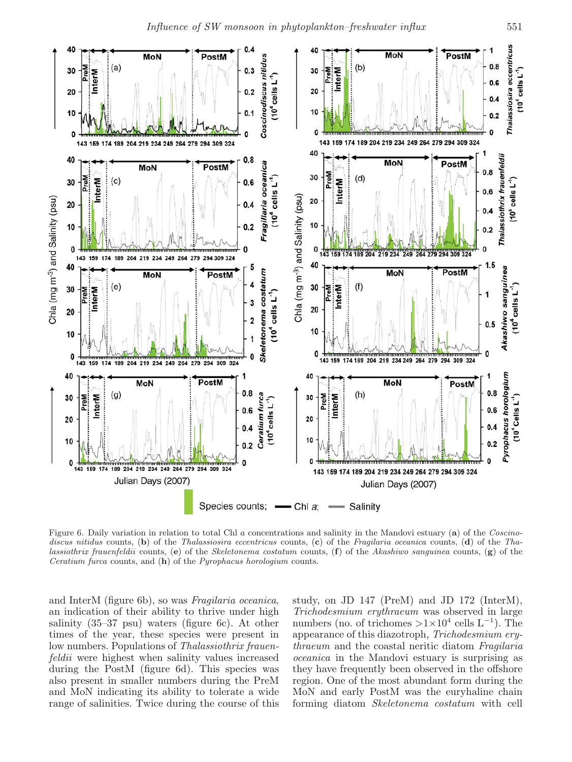Figure 6. Daily variation in relation to total Chl *a* concentrations and salinity in the Mandovi estuary (**a**) of the *Coscinodiscus nitidus* counts, (**b**) of the *Thalassiosira eccentricus* counts, (**c**) of the *Fragilaria oceanica* counts, (**d**) of the *Thalassiothrix frauenfeldii* counts, (**e**) of the *Skeletonema costatum* counts, (**f**) of the *Akashiwo sanguinea* counts, (**g**) of the *Ceratium furca* counts, and (**h**) of the *Pyrophacus horologium* counts.

and InterM (figure 6b), so was *Fragilaria oceanica*, an indication of their ability to thrive under high salinity (35–37 psu) waters (figure 6c). At other times of the year, these species were present in low numbers. Populations of *Thalassiothrix frauenfeldii* were highest when salinity values increased during the PostM (figure 6d). This species was also present in smaller numbers during the PreM and MoN indicating its ability to tolerate a wide range of salinities. Twice during the course of this study, on JD 147 (PreM) and JD 172 (InterM), *Trichodesmium erythraeum* was observed in large numbers (no. of trichomes $>1\times10^4$ cells $L^{-1}$). The appearance of this diazotroph, *Trichodesmium erythraeum* and the coastal neritic diatom *Fragilaria oceanica* in the Mandovi estuary is surprising as they have frequently been observed in the offshore region. One of the most abundant form during the MoN and early PostM was the euryhaline chain forming diatom *Skeletonema costatum* with cell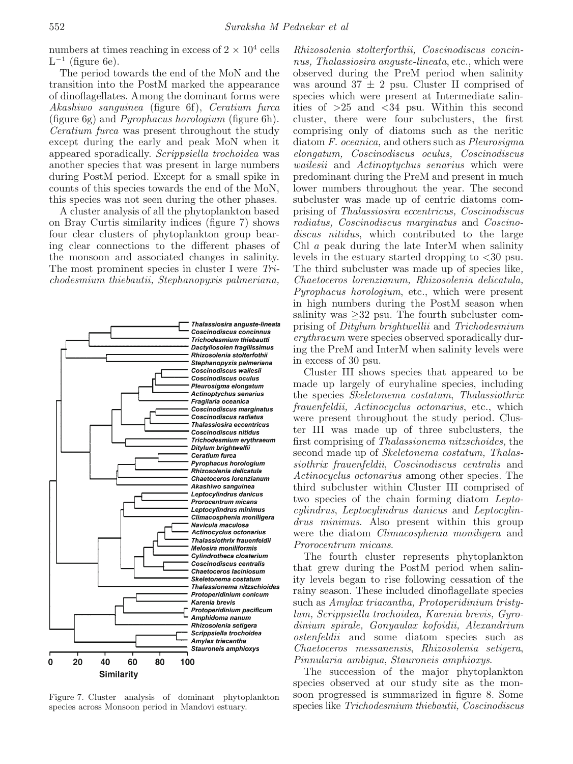numbers at times reaching in excess of $2 \times 10^4$ cells $L^{-1}$ (figure 6e).

The period towards the end of the MoN and the transition into the PostM marked the appearance of dinoflagellates. Among the dominant forms were *Akashiwo sanguinea* (figure 6f), *Ceratium furca* (figure 6g) and *Pyrophacus horologium* (figure 6h). *Ceratium furca* was present throughout the study except during the early and peak MoN when it appeared sporadically. *Scrippsiella trochoidea* was another species that was present in large numbers during PostM period. Except for a small spike in counts of this species towards the end of the MoN, this species was not seen during the other phases.

A cluster analysis of all the phytoplankton based on Bray Curtis similarity indices (figure 7) shows four clear clusters of phytoplankton group bearing clear connections to the different phases of the monsoon and associated changes in salinity. The most prominent species in cluster I were *Trichodesmium thiebautii, Stephanopyxis palmeriana, Rhizosolenia stolterforthii, Coscinodiscus concinnus, Thalassiosira anguste-lineata*, etc., which were observed during the PreM period when salinity was around $37 \pm 2$ psu. Cluster II comprised of species which were present at Intermediate salinities of $>25$ and $<34$ psu. Within this second cluster, there were four subclusters, the first comprising only of diatoms such as the neritic diatom *F. oceanica,* and others such as *Pleurosigma elongatum, Coscinodiscus oculus, Coscinodiscus wailesii* and *Actinoptychus senarius* which were predominant during the PreM and present in much lower numbers throughout the year. The second subcluster was made up of centric diatoms comprising of *Thalassiosira eccentricus, Coscinodiscus radiatus, Coscinodiscus marginatus* and *Coscinodiscus nitidus*, which contributed to the large Chl *a* peak during the late InterM when salinity levels in the estuary started dropping to $<30$ psu. The third subcluster was made up of species like, *Chaetoceros lorenzianum, Rhizosolenia delicatula, Pyrophacus horologium*, etc., which were present in high numbers during the PostM season when salinity was $\geq 32$ psu. The fourth subcluster comprising of *Ditylum brightwellii* and *Trichodesmium erythraeum* were species observed sporadically during the PreM and InterM when salinity levels were in excess of 30 psu.

Figure 7. Cluster analysis of dominant phytoplankton species across Monsoon period in Mandovi estuary.

Cluster III shows species that appeared to be made up largely of euryhaline species, including the species *Skeletonema costatum, Thalassiothrix frauenfeldii, Actinocyclus octonarius*, etc., which were present throughout the study period. Cluster III was made up of three subclusters, the first comprising of *Thalassionema nitzschoides,* the second made up of *Skeletonema costatum, Thalassiothrix frauenfeldii, Coscinodiscus centralis* and *Actinocyclus octonarius* among other species. The third subcluster within Cluster III comprised of two species of the chain forming diatom *Leptocylindrus*, *Leptocylindrus danicus* and *Leptocylindrus minimus*. Also present within this group were the diatom *Climacosphenia moniligera* and *Prorocentrum micans*.

The fourth cluster represents phytoplankton that grew during the PostM period when salinity levels began to rise following cessation of the rainy season. These included dinoflagellate species such as *Amylax triacantha, Protoperidinium tristylum, Scrippsiella trochoidea, Karenia brevis, Gyrodinium spirale, Gonyaulax kofoidii, Alexandrium ostenfeldii* and some diatom species such as *Chaetoceros messanensis*, *Rhizosolenia setigera*, *Pinnularia ambigua*, *Stauroneis amphioxys*.

The succession of the major phytoplankton species observed at our study site as the monsoon progressed is summarized in figure 8. Some species like *Trichodesmium thiebautii, Coscinodiscus*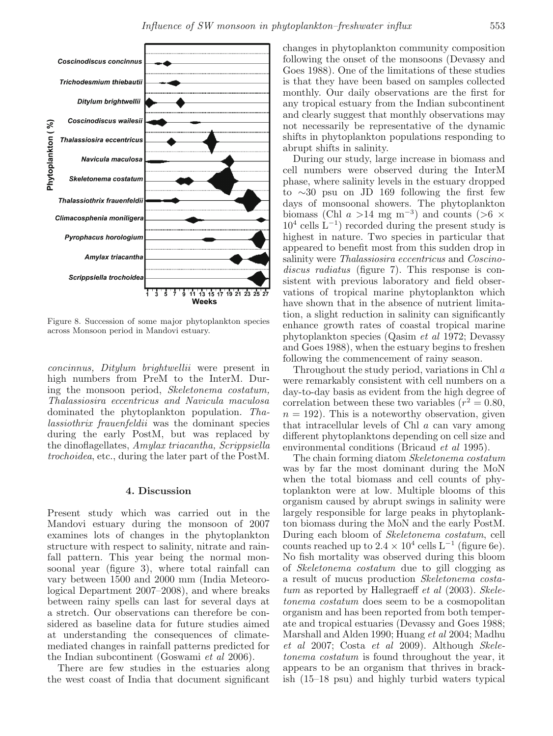Figure 8. Succession of some major phytoplankton species across Monsoon period in Mandovi estuary.

*concinnus, Ditylum brightwellii* were present in high numbers from PreM to the InterM. During the monsoon period, *Skeletonema costatum, Thalassiosira eccentricus and Navicula maculosa* dominated the phytoplankton population. *Thalassiothrix frauenfeldii* was the dominant species during the early PostM, but was replaced by the dinoflagellates, *Amylax triacantha, Scrippsiella trochoidea*, etc., during the later part of the PostM.

## 4. Discussion

Present study which was carried out in the Mandovi estuary during the monsoon of 2007 examines lots of changes in the phytoplankton structure with respect to salinity, nitrate and rainfall pattern. This year being the normal monsoonal year (figure 3), where total rainfall can vary between 1500 and 2000 mm (India Meteorological Department 2007–2008), and where breaks between rainy spells can last for several days at a stretch. Our observations can therefore be considered as baseline data for future studies aimed at understanding the consequences of climate-mediated changes in rainfall patterns predicted for the Indian subcontinent (Goswami *et al* 2006).

There are few studies in the estuaries along the west coast of India that document significant changes in phytoplankton community composition following the onset of the monsoons (Devassy and Goes 1988). One of the limitations of these studies is that they have been based on samples collected monthly. Our daily observations are the first for any tropical estuary from the Indian subcontinent and clearly suggest that monthly observations may not necessarily be representative of the dynamic shifts in phytoplankton populations responding to abrupt shifts in salinity.

During our study, large increase in biomass and cell numbers were observed during the InterM phase, where salinity levels in the estuary dropped to ∼30 psu on JD 169 following the first few days of monsoonal showers. The phytoplankton biomass (Chl *a* >14 mg $m^{-3}$) and counts (>6 × $10^4$ cells $L^{-1}$) recorded during the present study is highest in nature. Two species in particular that appeared to benefit most from this sudden drop in salinity were *Thalassiosira eccentricus* and *Coscinodiscus radiatus* (figure 7). This response is consistent with previous laboratory and field observations of tropical marine phytoplankton which have shown that in the absence of nutrient limitation, a slight reduction in salinity can significantly enhance growth rates of coastal tropical marine phytoplankton species (Qasim *et al* 1972; Devassy and Goes 1988), when the estuary begins to freshen following the commencement of rainy season.

Throughout the study period, variations in Chl *a* were remarkably consistent with cell numbers on a day-to-day basis as evident from the high degree of correlation between these two variables ($r^2 = 0.80$, $n = 192$). This is a noteworthy observation, given that intracellular levels of Chl *a* can vary among different phytoplanktons depending on cell size and environmental conditions (Bricaud *et al* 1995).

The chain forming diatom *Skeletonema costatum* was by far the most dominant during the MoN when the total biomass and cell counts of phytoplankton were at low. Multiple blooms of this organism caused by abrupt swings in salinity were largely responsible for large peaks in phytoplankton biomass during the MoN and the early PostM. During each bloom of *Skeletonema costatum*, cell counts reached up to $2.4 \times 10^4$ cells $L^{-1}$ (figure 6e). No fish mortality was observed during this bloom of *Skeletonema costatum* due to gill clogging as a result of mucus production *Skeletonema costatum* as reported by Hallegraeff *et al* (2003). *Skeletonema costatum* does seem to be a cosmopolitan organism and has been reported from both temperate and tropical estuaries (Devassy and Goes 1988; Marshall and Alden 1990; Huang *et al* 2004; Madhu *et al* 2007; Costa *et al* 2009). Although *Skeletonema costatum* is found throughout the year, it appears to be an organism that thrives in brackish (15–18 psu) and highly turbid waters typical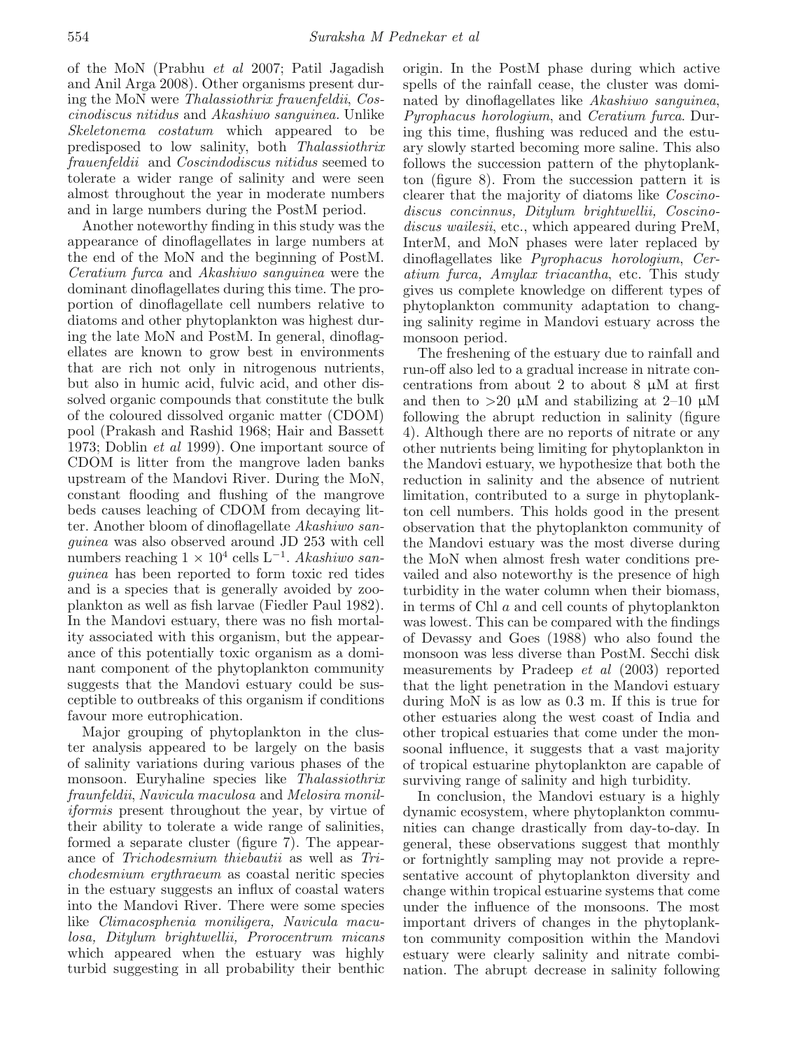of the MoN (Prabhu *et al* 2007; Patil Jagadish and Anil Arga 2008). Other organisms present during the MoN were *Thalassiothrix frauenfeldii*, *Coscinodiscus nitidus* and *Akashiwo sanguinea*. Unlike *Skeletonema costatum* which appeared to be predisposed to low salinity, both *Thalassiothrix frauenfeldii* and *Coscindodiscus nitidus* seemed to tolerate a wider range of salinity and were seen almost throughout the year in moderate numbers and in large numbers during the PostM period.

Another noteworthy finding in this study was the appearance of dinoflagellates in large numbers at the end of the MoN and the beginning of PostM. *Ceratium furca* and *Akashiwo sanguinea* were the dominant dinoflagellates during this time. The proportion of dinoflagellate cell numbers relative to diatoms and other phytoplankton was highest during the late MoN and PostM. In general, dinoflagellates are known to grow best in environments that are rich not only in nitrogenous nutrients, but also in humic acid, fulvic acid, and other dissolved organic compounds that constitute the bulk of the coloured dissolved organic matter (CDOM) pool (Prakash and Rashid 1968; Hair and Bassett 1973; Doblin *et al* 1999). One important source of CDOM is litter from the mangrove laden banks upstream of the Mandovi River. During the MoN, constant flooding and flushing of the mangrove beds causes leaching of CDOM from decaying litter. Another bloom of dinoflagellate *Akashiwo sanguinea* was also observed around JD 253 with cell numbers reaching $1 \times 10^4$ cells $L^{-1}$. *Akashiwo sanguinea* has been reported to form toxic red tides and is a species that is generally avoided by zooplankton as well as fish larvae (Fiedler Paul 1982). In the Mandovi estuary, there was no fish mortality associated with this organism, but the appearance of this potentially toxic organism as a dominant component of the phytoplankton community suggests that the Mandovi estuary could be susceptible to outbreaks of this organism if conditions favour more eutrophication.

Major grouping of phytoplankton in the cluster analysis appeared to be largely on the basis of salinity variations during various phases of the monsoon. Euryhaline species like *Thalassiothrix fraunfeldii*, *Navicula maculosa* and *Melosira moniliformis* present throughout the year, by virtue of their ability to tolerate a wide range of salinities, formed a separate cluster (figure 7). The appearance of *Trichodesmium thiebautii* as well as *Trichodesmium erythraeum* as coastal neritic species in the estuary suggests an influx of coastal waters into the Mandovi River. There were some species like *Climacosphenia moniligera, Navicula maculosa, Ditylum brightwellii, Prorocentrum micans* which appeared when the estuary was highly turbid suggesting in all probability their benthic origin. In the PostM phase during which active spells of the rainfall cease, the cluster was dominated by dinoflagellates like *Akashiwo sanguinea*, *Pyrophacus horologium*, and *Ceratium furca*. During this time, flushing was reduced and the estuary slowly started becoming more saline. This also follows the succession pattern of the phytoplankton (figure 8). From the succession pattern it is clearer that the majority of diatoms like *Coscinodiscus concinnus, Ditylum brightwellii, Coscinodiscus wailesii*, etc., which appeared during PreM, InterM, and MoN phases were later replaced by dinoflagellates like *Pyrophacus horologium*, *Ceratium furca, Amylax triacantha*, etc. This study gives us complete knowledge on different types of phytoplankton community adaptation to changing salinity regime in Mandovi estuary across the monsoon period.

The freshening of the estuary due to rainfall and run-off also led to a gradual increase in nitrate concentrations from about 2 to about 8 μM at first and then to >20 μM and stabilizing at 2–10 μM following the abrupt reduction in salinity (figure 4). Although there are no reports of nitrate or any other nutrients being limiting for phytoplankton in the Mandovi estuary, we hypothesize that both the reduction in salinity and the absence of nutrient limitation, contributed to a surge in phytoplankton cell numbers. This holds good in the present observation that the phytoplankton community of the Mandovi estuary was the most diverse during the MoN when almost fresh water conditions prevailed and also noteworthy is the presence of high turbidity in the water column when their biomass, in terms of Chl *a* and cell counts of phytoplankton was lowest. This can be compared with the findings of Devassy and Goes (1988) who also found the monsoon was less diverse than PostM. Secchi disk measurements by Pradeep *et al* (2003) reported that the light penetration in the Mandovi estuary during MoN is as low as 0.3 m. If this is true for other estuaries along the west coast of India and other tropical estuaries that come under the monsoonal influence, it suggests that a vast majority of tropical estuarine phytoplankton are capable of surviving range of salinity and high turbidity.

In conclusion, the Mandovi estuary is a highly dynamic ecosystem, where phytoplankton communities can change drastically from day-to-day. In general, these observations suggest that monthly or fortnightly sampling may not provide a representative account of phytoplankton diversity and change within tropical estuarine systems that come under the influence of the monsoons. The most important drivers of changes in the phytoplankton community composition within the Mandovi estuary were clearly salinity and nitrate combination. The abrupt decrease in salinity following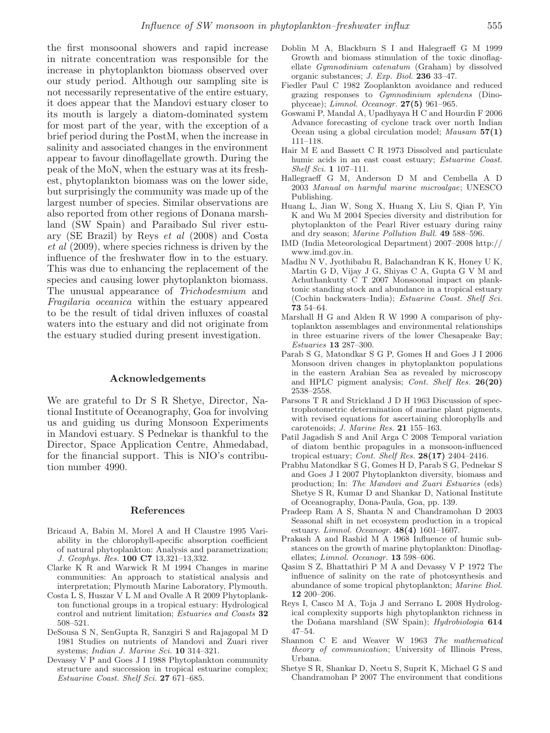the first monsoonal showers and rapid increase in nitrate concentration was responsible for the increase in phytoplankton biomass observed over our study period. Although our sampling site is not necessarily representative of the entire estuary, it does appear that the Mandovi estuary closer to its mouth is largely a diatom-dominated system for most part of the year, with the exception of a brief period during the PostM, when the increase in salinity and associated changes in the environment appear to favour dinoflagellate growth. During the peak of the MoN, when the estuary was at its freshest, phytoplankton biomass was on the lower side, but surprisingly the community was made up of the largest number of species. Similar observations are also reported from other regions of Donana marshland (SW Spain) and Paraibado Sul river estuary (SE Brazil) by Reys *et al* (2008) and Costa *et al* (2009), where species richness is driven by the influence of the freshwater flow in to the estuary. This was due to enhancing the replacement of the species and causing lower phytoplankton biomass. The unusual appearance of *Trichodesmium* and *Fragilaria oceanica* within the estuary appeared to be the result of tidal driven influxes of coastal waters into the estuary and did not originate from the estuary studied during present investigation.

## Acknowledgements

We are grateful to Dr S R Shetye, Director, National Institute of Oceanography, Goa for involving us and guiding us during Monsoon Experiments in Mandovi estuary. S Pednekar is thankful to the Director, Space Application Centre, Ahmedabad, for the financial support. This is NIO's contribution number 4990.

## References

Bricaud A, Babin M, Morel A and H Claustre 1995 Variability in the chlorophyll-specific absorption coefficient of natural phytoplankton: Analysis and parametrization; *J. Geophys. Res.* **100 C7** 13,321–13,332.

Clarke K R and Warwick R M 1994 Changes in marine communities: An approach to statistical analysis and interpretation; Plymouth Marine Laboratory, Plymouth.

Costa L S, Huszar V L M and Ovalle A R 2009 Phytoplankton functional groups in a tropical estuary: Hydrological control and nutrient limitation; *Estuaries and Coasts* **32** 508–521.

DeSousa S N, SenGupta R, Sanzgiri S and Rajagopal M D 1981 Studies on nutrients of Mandovi and Zuari river systems; *Indian J. Marine Sci.* **10** 314–321.

Devassy V P and Goes J I 1988 Phytoplankton community structure and succession in tropical estuarine complex; *Estuarine Coast. Shelf Sci.* **27** 671–685.

Doblin M A, Blackburn S I and Halegraeff G M 1999 Growth and biomass stimulation of the toxic dinoflagellate *Gymnodinium catenatum* (Graham) by dissolved organic substances; *J. Exp. Biol.* **236** 33–47.

Fiedler Paul C 1982 Zooplankton avoidance and reduced grazing responses to *Gymnodinium splendens* (Dinophyceae); *Limnol. Oceanogr.* **27(5)** 961–965.

Goswami P, Mandal A, Upadhyaya H C and Hourdin F 2006 Advance forecasting of cyclone track over north Indian Ocean using a global circulation model; *Mausam* **57(1)** 111–118.

Hair M E and Bassett C R 1973 Dissolved and particulate humic acids in an east coast estuary; *Estuarine Coast. Shelf Sci.* **1** 107–111.

Hallegraeff G M, Anderson D M and Cembella A D 2003 *Manual on harmful marine microalgae*; UNESCO Publishing.

Huang L, Jian W, Song X, Huang X, Liu S, Qian P, Yin K and Wu M 2004 Species diversity and distribution for phytoplankton of the Pearl River estuary during rainy and dry season; *Marine Pollution Bull.* **49** 588–596.

IMD (India Meteorological Department) 2007–2008 http://www.imd.gov.in.

Madhu N V, Jyothibabu R, Balachandran K K, Honey U K, Martin G D, Vijay J G, Shiyas C A, Gupta G V M and Achuthankutty C T 2007 Monsoonal impact on planktonic standing stock and abundance in a tropical estuary (Cochin backwaters–India); *Estuarine Coast. Shelf Sci.* **73** 54–64.

Marshall H G and Alden R W 1990 A comparison of phytoplankton assemblages and environmental relationships in three estuarine rivers of the lower Chesapeake Bay; *Estuaries* **13** 287–300.

Parab S G, Matondkar S G P, Gomes H and Goes J I 2006 Monsoon driven changes in phytoplankton populations in the eastern Arabian Sea as revealed by microscopy and HPLC pigment analysis; *Cont. Shelf Res.* **26(20)** 2538–2558.

Parsons T R and Strickland J D H 1963 Discussion of spectrophotometric determination of marine plant pigments, with revised equations for ascertaining chlorophylls and carotenoids; *J. Marine Res.* **21** 155–163.

Patil Jagadish S and Anil Arga C 2008 Temporal variation of diatom benthic propagules in a monsoon-influenced tropical estuary; *Cont. Shelf Res.* **28(17)** 2404–2416.

Prabhu Matondkar S G, Gomes H D, Parab S G, Pednekar S and Goes J I 2007 Phytoplankton diversity, biomass and production; In: *The Mandovi and Zuari Estuaries* (eds) Shetye S R, Kumar D and Shankar D, National Institute of Oceanography, Dona-Paula, Goa, pp. 139.

Pradeep Ram A S, Shanta N and Chandramohan D 2003 Seasonal shift in net ecosystem production in a tropical estuary. *Limnol. Oceanogr.* **48(4)** 1601–1607.

Prakash A and Rashid M A 1968 Influence of humic substances on the growth of marine phytoplankton: Dinoflagellates; *Limnol. Oceanogr.* **13** 598–606.

Qasim S Z, Bhattathiri P M A and Devassy V P 1972 The influence of salinity on the rate of photosynthesis and abundance of some tropical phytoplankton; *Marine Biol.* **12** 200–206.

Reys I, Casco M A, Toja J and Serrano L 2008 Hydrological complexity supports high phytoplankton richness in the Doñana marshland (SW Spain); *Hydrobiologia* **614** 47–54.

Shannon C E and Weaver W 1963 *The mathematical theory of communication*; University of Illinois Press, Urbana.

Shetye S R, Shankar D, Neetu S, Suprit K, Michael G S and Chandramohan P 2007 The environment that conditions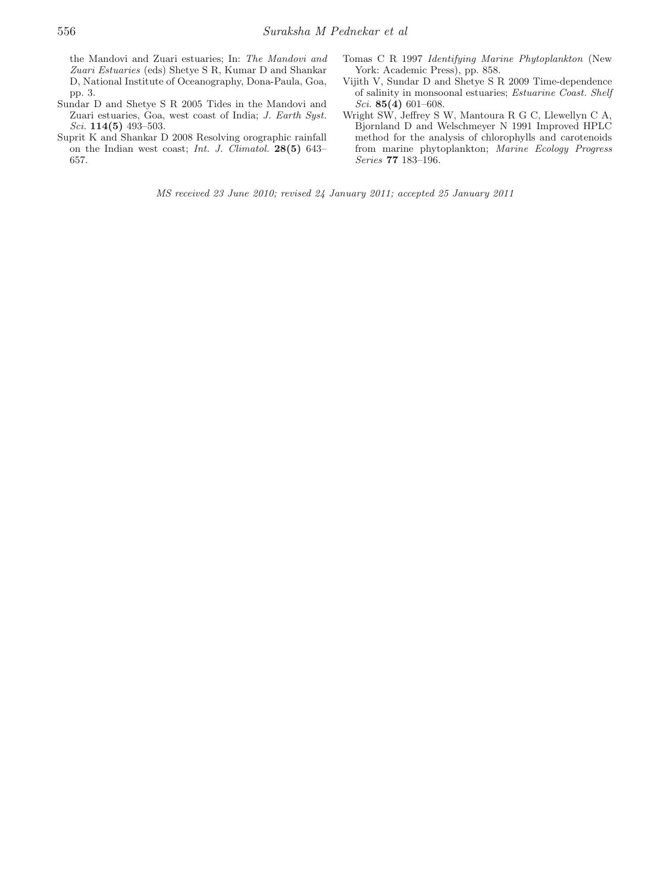the Mandovi and Zuari estuaries; In: *The Mandovi and Zuari Estuaries* (eds) Shetye S R, Kumar D and Shankar D, National Institute of Oceanography, Dona-Paula, Goa, pp. 3.

Sundar D and Shetye S R 2005 Tides in the Mandovi and Zuari estuaries, Goa, west coast of India; *J. Earth Syst. Sci.* **114(5)** 493–503.

Suprit K and Shankar D 2008 Resolving orographic rainfall on the Indian west coast; *Int. J. Climatol.* **28(5)** 643–657.

Tomas C R 1997 *Identifying Marine Phytoplankton* (New York: Academic Press), pp. 858.

Vijith V, Sundar D and Shetye S R 2009 Time-dependence of salinity in monsoonal estuaries; *Estuarine Coast. Shelf Sci.* **85(4)** 601–608.

Wright SW, Jeffrey S W, Mantoura R G C, Llewellyn C A, Bjornland D and Welschmeyer N 1991 Improved HPLC method for the analysis of chlorophylls and carotenoids from marine phytoplankton; *Marine Ecology Progress Series* **77** 183–196.

*MS received 23 June 2010; revised 24 January 2011; accepted 25 January 2011*